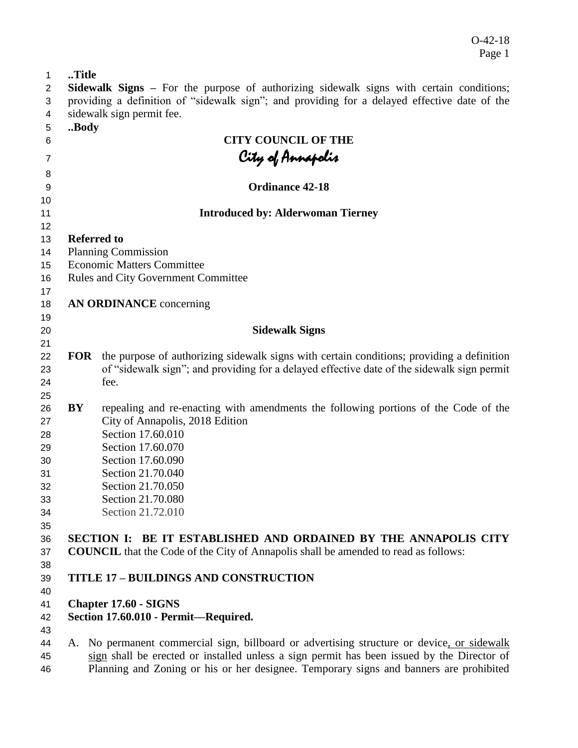..Title

**Sidewalk Signs –** For the purpose of authorizing sidewalk signs with certain conditions; providing a definition of "sidewalk sign"; and providing for a delayed effective date of the sidewalk sign permit fee.

..Body

**CITY COUNCIL OF THE**

*City of Annapolis*

**Ordinance 42-18**

**Introduced by: Alderwoman Tierney**

**Referred to**

Planning Commission
Economic Matters Committee
Rules and City Government Committee

**AN ORDINANCE** concerning

**Sidewalk Signs**

**FOR** the purpose of authorizing sidewalk signs with certain conditions; providing a definition of "sidewalk sign"; and providing for a delayed effective date of the sidewalk sign permit fee.

**BY** repealing and re-enacting with amendments the following portions of the Code of the City of Annapolis, 2018 Edition
Section 17.60.010
Section 17.60.070
Section 17.60.090
Section 21.70.040
Section 21.70.050
Section 21.70.080
Section 21.72.010

**SECTION I: BE IT ESTABLISHED AND ORDAINED BY THE ANNAPOLIS CITY COUNCIL** that the Code of the City of Annapolis shall be amended to read as follows:

**TITLE 17 – BUILDINGS AND CONSTRUCTION**

**Chapter 17.60 - SIGNS**
**Section 17.60.010 - Permit—Required.**

A. No permanent commercial sign, billboard or advertising structure or device<u>, or sidewalk sign</u> shall be erected or installed unless a sign permit has been issued by the Director of Planning and Zoning or his or her designee. Temporary signs and banners are prohibited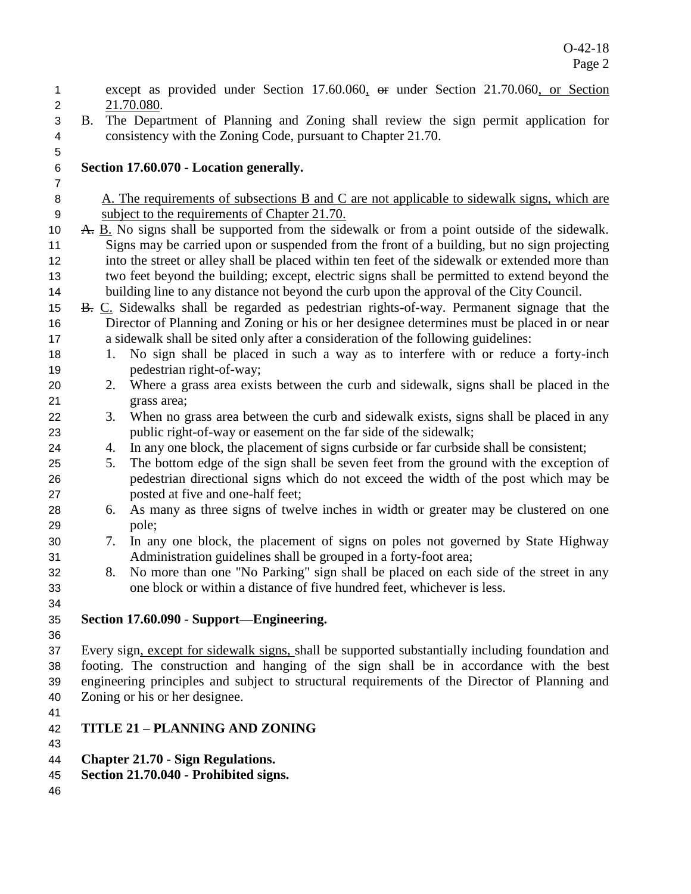except as provided under Section 17.60.060, ~~or~~ under Section 21.70.060, or Section 21.70.080.

B. The Department of Planning and Zoning shall review the sign permit application for consistency with the Zoning Code, pursuant to Chapter 21.70.

**Section 17.60.070 - Location generally.**

A. The requirements of subsections B and C are not applicable to sidewalk signs, which are subject to the requirements of Chapter 21.70.

~~A.~~ B. No signs shall be supported from the sidewalk or from a point outside of the sidewalk. Signs may be carried upon or suspended from the front of a building, but no sign projecting into the street or alley shall be placed within ten feet of the sidewalk or extended more than two feet beyond the building; except, electric signs shall be permitted to extend beyond the building line to any distance not beyond the curb upon the approval of the City Council.

~~B.~~ C. Sidewalks shall be regarded as pedestrian rights-of-way. Permanent signage that the Director of Planning and Zoning or his or her designee determines must be placed in or near a sidewalk shall be sited only after a consideration of the following guidelines:

1. No sign shall be placed in such a way as to interfere with or reduce a forty-inch pedestrian right-of-way;
2. Where a grass area exists between the curb and sidewalk, signs shall be placed in the grass area;
3. When no grass area between the curb and sidewalk exists, signs shall be placed in any public right-of-way or easement on the far side of the sidewalk;
4. In any one block, the placement of signs curbside or far curbside shall be consistent;
5. The bottom edge of the sign shall be seven feet from the ground with the exception of pedestrian directional signs which do not exceed the width of the post which may be posted at five and one-half feet;
6. As many as three signs of twelve inches in width or greater may be clustered on one pole;
7. In any one block, the placement of signs on poles not governed by State Highway Administration guidelines shall be grouped in a forty-foot area;
8. No more than one "No Parking" sign shall be placed on each side of the street in any one block or within a distance of five hundred feet, whichever is less.

**Section 17.60.090 - Support—Engineering.**

Every sign, except for sidewalk signs, shall be supported substantially including foundation and footing. The construction and hanging of the sign shall be in accordance with the best engineering principles and subject to structural requirements of the Director of Planning and Zoning or his or her designee.

**TITLE 21 – PLANNING AND ZONING**

**Chapter 21.70 - Sign Regulations.**
**Section 21.70.040 - Prohibited signs.**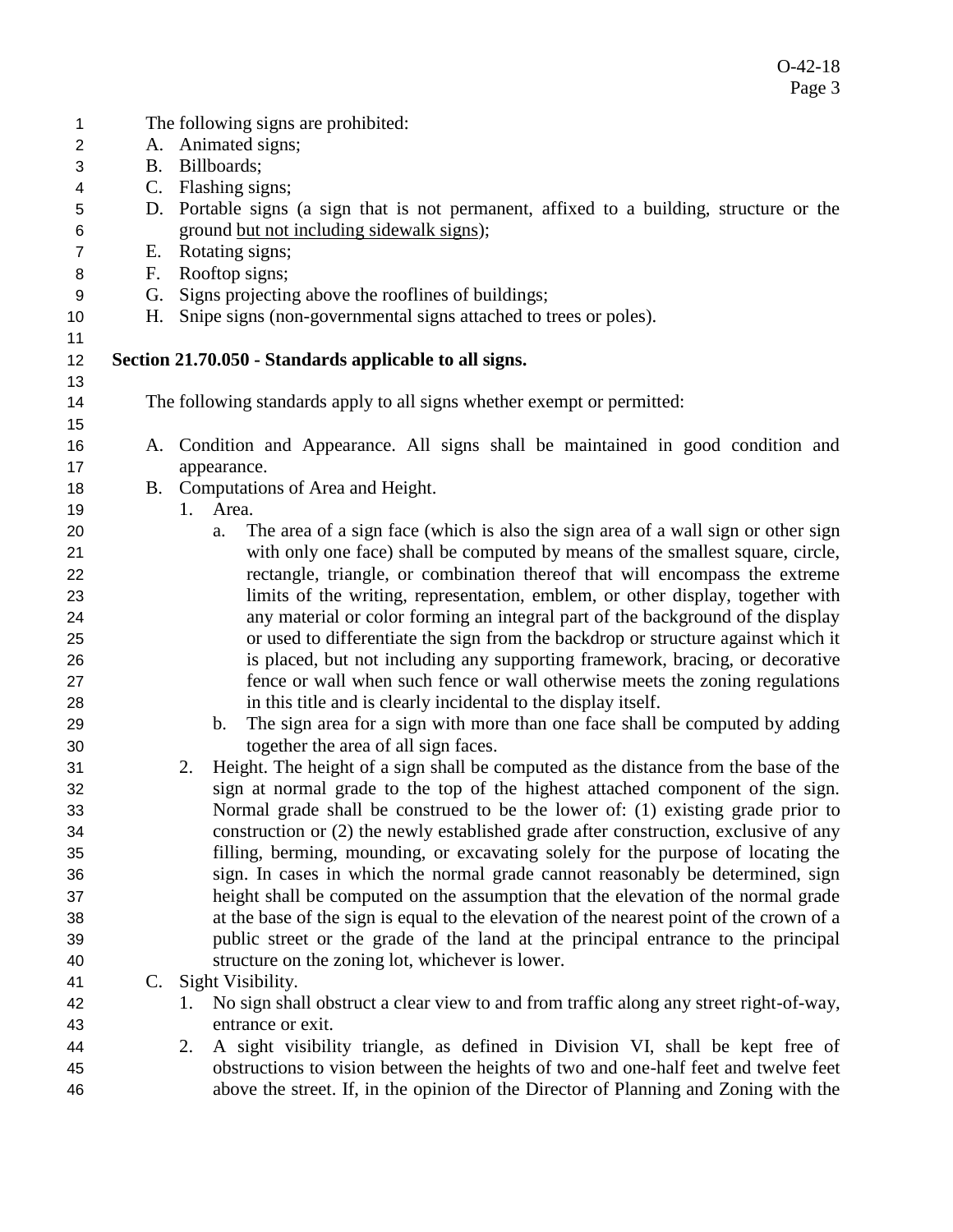The following signs are prohibited:

A. Animated signs;
B. Billboards;
C. Flashing signs;
D. Portable signs (a sign that is not permanent, affixed to a building, structure or the ground but not including sidewalk signs);
E. Rotating signs;
F. Rooftop signs;
G. Signs projecting above the rooflines of buildings;
H. Snipe signs (non-governmental signs attached to trees or poles).

**Section 21.70.050 - Standards applicable to all signs.**

The following standards apply to all signs whether exempt or permitted:

A. Condition and Appearance. All signs shall be maintained in good condition and appearance.
B. Computations of Area and Height.
   1. Area.
      a. The area of a sign face (which is also the sign area of a wall sign or other sign with only one face) shall be computed by means of the smallest square, circle, rectangle, triangle, or combination thereof that will encompass the extreme limits of the writing, representation, emblem, or other display, together with any material or color forming an integral part of the background of the display or used to differentiate the sign from the backdrop or structure against which it is placed, but not including any supporting framework, bracing, or decorative fence or wall when such fence or wall otherwise meets the zoning regulations in this title and is clearly incidental to the display itself.
      b. The sign area for a sign with more than one face shall be computed by adding together the area of all sign faces.
   2. Height. The height of a sign shall be computed as the distance from the base of the sign at normal grade to the top of the highest attached component of the sign. Normal grade shall be construed to be the lower of: (1) existing grade prior to construction or (2) the newly established grade after construction, exclusive of any filling, berming, mounding, or excavating solely for the purpose of locating the sign. In cases in which the normal grade cannot reasonably be determined, sign height shall be computed on the assumption that the elevation of the normal grade at the base of the sign is equal to the elevation of the nearest point of the crown of a public street or the grade of the land at the principal entrance to the principal structure on the zoning lot, whichever is lower.
C. Sight Visibility.
   1. No sign shall obstruct a clear view to and from traffic along any street right-of-way, entrance or exit.
   2. A sight visibility triangle, as defined in Division VI, shall be kept free of obstructions to vision between the heights of two and one-half feet and twelve feet above the street. If, in the opinion of the Director of Planning and Zoning with the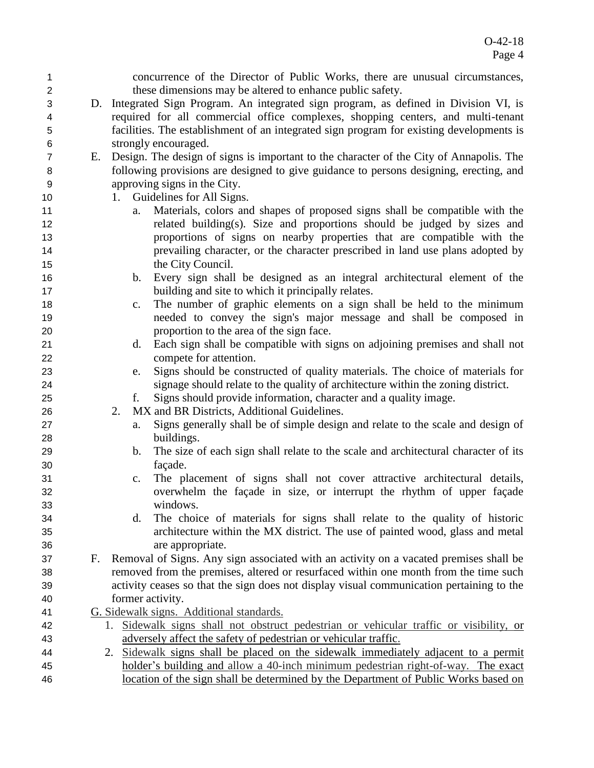concurrence of the Director of Public Works, there are unusual circumstances, these dimensions may be altered to enhance public safety.

D. Integrated Sign Program. An integrated sign program, as defined in Division VI, is required for all commercial office complexes, shopping centers, and multi-tenant facilities. The establishment of an integrated sign program for existing developments is strongly encouraged.

E. Design. The design of signs is important to the character of the City of Annapolis. The following provisions are designed to give guidance to persons designing, erecting, and approving signs in the City.

1. Guidelines for All Signs.
   a. Materials, colors and shapes of proposed signs shall be compatible with the related building(s). Size and proportions should be judged by sizes and proportions of signs on nearby properties that are compatible with the prevailing character, or the character prescribed in land use plans adopted by the City Council.
   b. Every sign shall be designed as an integral architectural element of the building and site to which it principally relates.
   c. The number of graphic elements on a sign shall be held to the minimum needed to convey the sign's major message and shall be composed in proportion to the area of the sign face.
   d. Each sign shall be compatible with signs on adjoining premises and shall not compete for attention.
   e. Signs should be constructed of quality materials. The choice of materials for signage should relate to the quality of architecture within the zoning district.
   f. Signs should provide information, character and a quality image.
2. MX and BR Districts, Additional Guidelines.
   a. Signs generally shall be of simple design and relate to the scale and design of buildings.
   b. The size of each sign shall relate to the scale and architectural character of its façade.
   c. The placement of signs shall not cover attractive architectural details, overwhelm the façade in size, or interrupt the rhythm of upper façade windows.
   d. The choice of materials for signs shall relate to the quality of historic architecture within the MX district. The use of painted wood, glass and metal are appropriate.

F. Removal of Signs. Any sign associated with an activity on a vacated premises shall be removed from the premises, altered or resurfaced within one month from the time such activity ceases so that the sign does not display visual communication pertaining to the former activity.

<u>G. Sidewalk signs. Additional standards.</u>

1. <u>Sidewalk signs shall not obstruct pedestrian or vehicular traffic or visibility, or adversely affect the safety of pedestrian or vehicular traffic.</u>
2. <u>Sidewalk signs shall be placed on the sidewalk immediately adjacent to a permit holder's building and allow a 40-inch minimum pedestrian right-of-way. The exact location of the sign shall be determined by the Department of Public Works based on</u>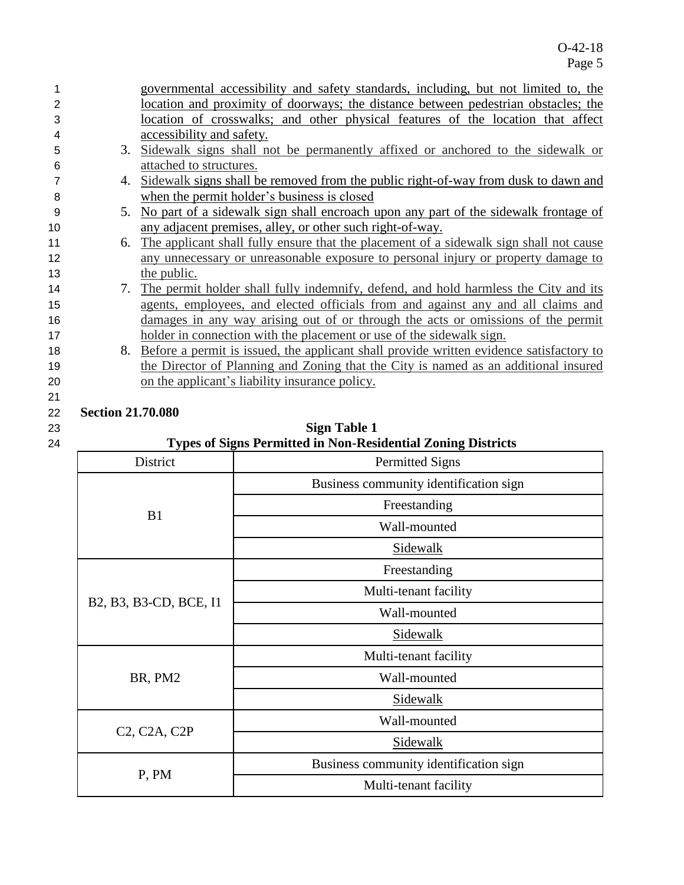governmental accessibility and safety standards, including, but not limited to, the location and proximity of doorways; the distance between pedestrian obstacles; the location of crosswalks; and other physical features of the location that affect accessibility and safety.

3. Sidewalk signs shall not be permanently affixed or anchored to the sidewalk or attached to structures.
4. Sidewalk signs shall be removed from the public right-of-way from dusk to dawn and when the permit holder's business is closed
5. No part of a sidewalk sign shall encroach upon any part of the sidewalk frontage of any adjacent premises, alley, or other such right-of-way.
6. The applicant shall fully ensure that the placement of a sidewalk sign shall not cause any unnecessary or unreasonable exposure to personal injury or property damage to the public.
7. The permit holder shall fully indemnify, defend, and hold harmless the City and its agents, employees, and elected officials from and against any and all claims and damages in any way arising out of or through the acts or omissions of the permit holder in connection with the placement or use of the sidewalk sign.
8. Before a permit is issued, the applicant shall provide written evidence satisfactory to the Director of Planning and Zoning that the City is named as an additional insured on the applicant's liability insurance policy.

**Section 21.70.080**

**Sign Table 1**

**Types of Signs Permitted in Non-Residential Zoning Districts**

| District | Permitted Signs |
|---|---|
| B1 | Business community identification sign |
| | Freestanding |
| | Wall-mounted |
| | Sidewalk |
| B2, B3, B3-CD, BCE, I1 | Freestanding |
| | Multi-tenant facility |
| | Wall-mounted |
| | Sidewalk |
| BR, PM2 | Multi-tenant facility |
| | Wall-mounted |
| | Sidewalk |
| C2, C2A, C2P | Wall-mounted |
| | Sidewalk |
| P, PM | Business community identification sign |
| | Multi-tenant facility |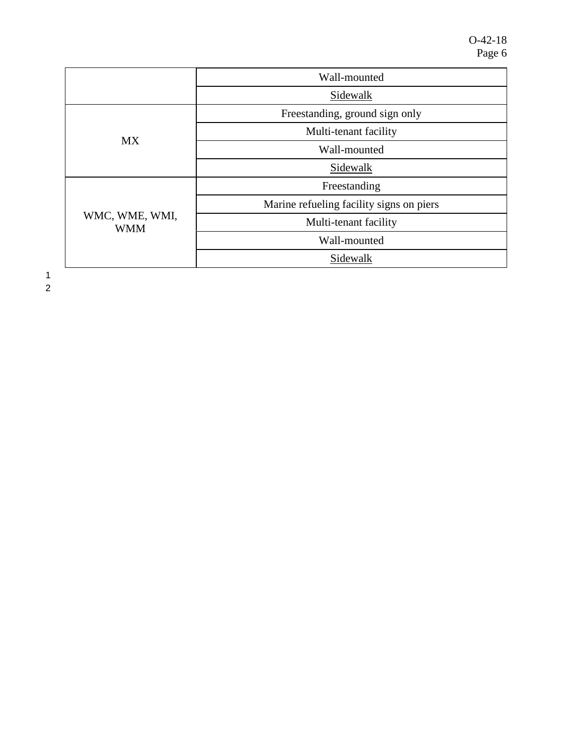| | |
|---|---|
| | Wall-mounted |
| | <u>Sidewalk</u> |
| MX | Freestanding, ground sign only |
| | Multi-tenant facility |
| | Wall-mounted |
| | <u>Sidewalk</u> |
| WMC, WME, WMI, WMM | Freestanding |
| | Marine refueling facility signs on piers |
| | Multi-tenant facility |
| | Wall-mounted |
| | <u>Sidewalk</u> |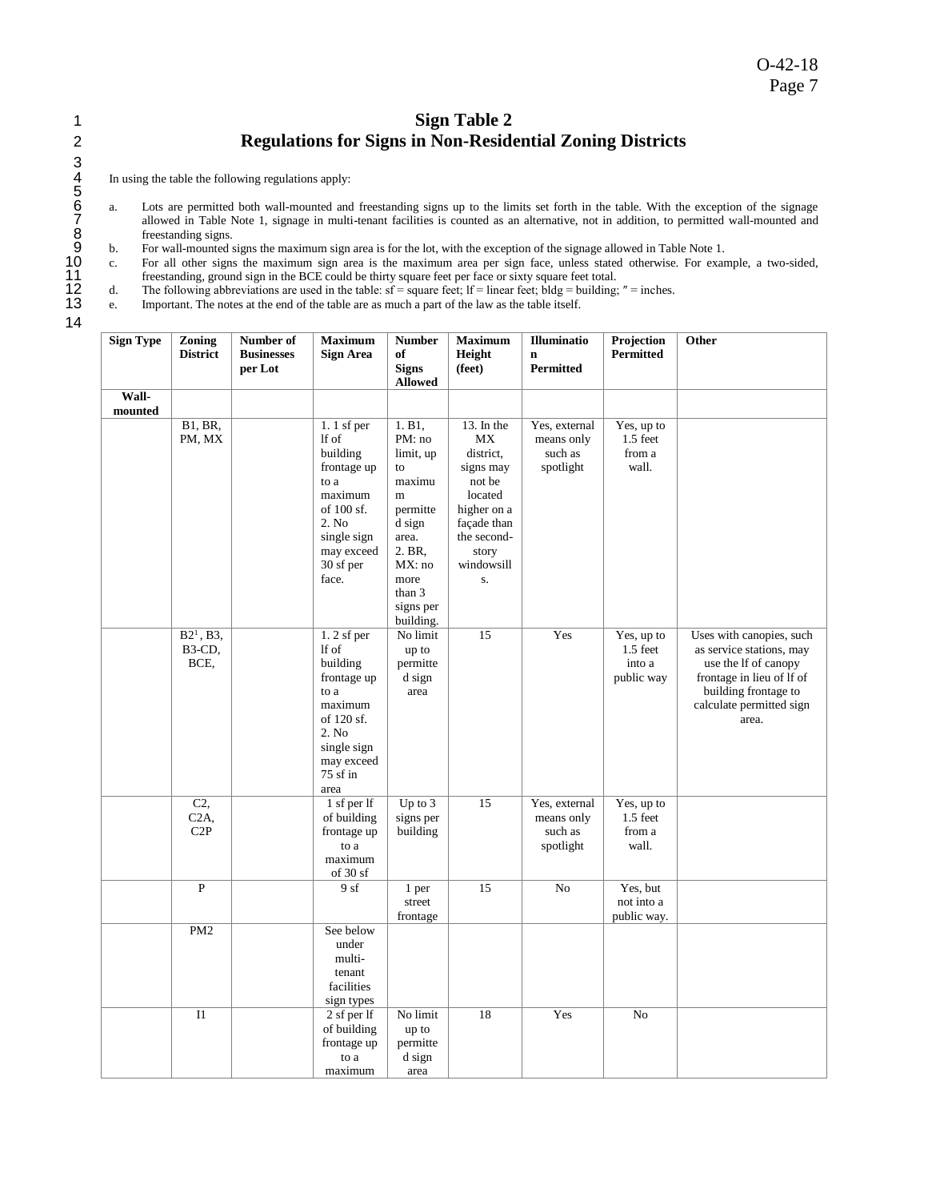# Sign Table 2
## Regulations for Signs in Non-Residential Zoning Districts

In using the table the following regulations apply:

a. Lots are permitted both wall-mounted and freestanding signs up to the limits set forth in the table. With the exception of the signage allowed in Table Note 1, signage in multi-tenant facilities is counted as an alternative, not in addition, to permitted wall-mounted and freestanding signs.
b. For wall-mounted signs the maximum sign area is for the lot, with the exception of the signage allowed in Table Note 1.
c. For all other signs the maximum sign area is the maximum area per sign face, unless stated otherwise. For example, a two-sided, freestanding, ground sign in the BCE could be thirty square feet per face or sixty square feet total.
d. The following abbreviations are used in the table: sf = square feet; lf = linear feet; bldg = building; ″ = inches.
e. Important. The notes at the end of the table are as much a part of the law as the table itself.

| Sign Type | Zoning District | Number of Businesses per Lot | Maximum Sign Area | Number of Signs Allowed | Maximum Height (feet) | Illumination Permitted | Projection Permitted | Other |
|---|---|---|---|---|---|---|---|---|
| Wall-mounted | | | | | | | | |
| | B1, BR, PM, MX | | 1. 1 sf per lf of building frontage up to a maximum of 100 sf. 2. No single sign may exceed 30 sf per face. | 1. B1, PM: no limit, up to maximum permitted sign area. 2. BR, MX: no more than 3 signs per building. | 13. In the MX district, signs may not be located higher on a façade than the second-story windowsills. | Yes, external means only such as spotlight | Yes, up to 1.5 feet from a wall. | |
| | B2[1], B3, B3-CD, BCE, | | 1. 2 sf per lf of building frontage up to a maximum of 120 sf. 2. No single sign may exceed 75 sf in area | No limit up to permitted sign area | 15 | Yes | Yes, up to 1.5 feet into a public way | Uses with canopies, such as service stations, may use the lf of canopy frontage in lieu of lf of building frontage to calculate permitted sign area. |
| | C2, C2A, C2P | | 1 sf per lf of building frontage up to a maximum of 30 sf | Up to 3 signs per building | 15 | Yes, external means only such as spotlight | Yes, up to 1.5 feet from a wall. | |
| | P | | 9 sf | 1 per street frontage | 15 | No | Yes, but not into a public way. | |
| | PM2 | | See below under multi-tenant facilities sign types | | | | | |
| | I1 | | 2 sf per lf of building frontage up to a maximum | No limit up to permitted sign area | 18 | Yes | No | |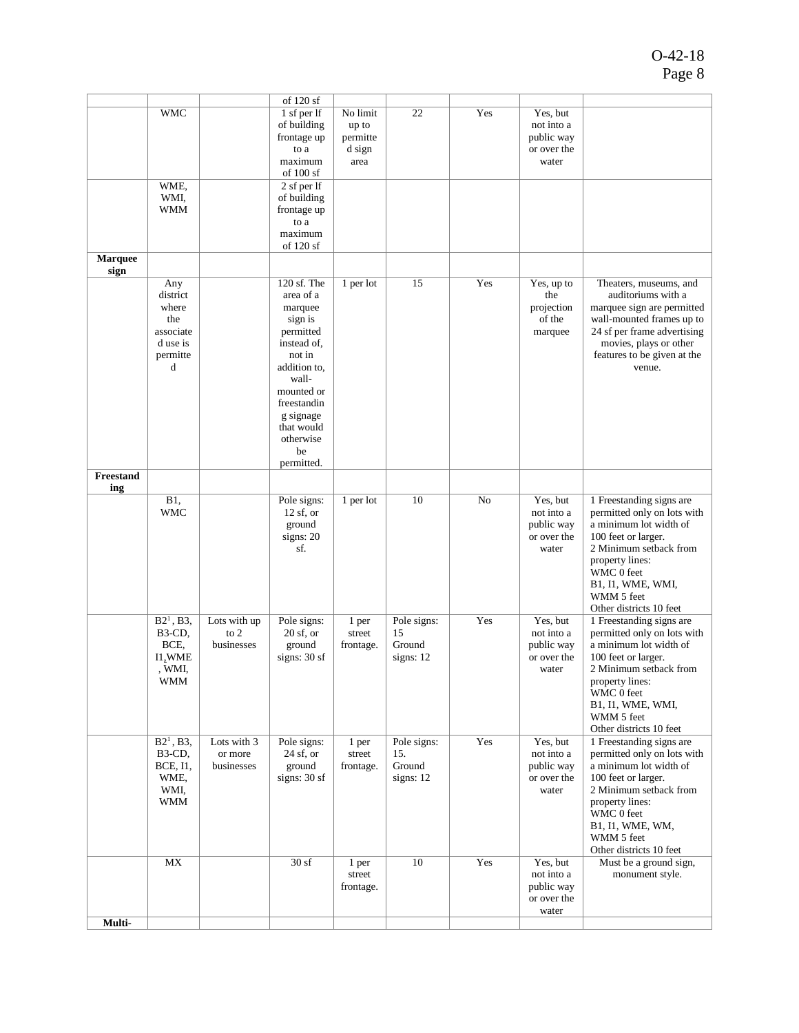| | | | of 120 sf | | | | | |
|---|---|---|---|---|---|---|---|---|
| | WMC | | 1 sf per lf of building frontage up to a maximum of 100 sf | No limit up to permitted sign area | 22 | Yes | Yes, but not into a public way or over the water | |
| | WME, WMI, WMM | | 2 sf per lf of building frontage up to a maximum of 120 sf | | | | | |
| **Marquee sign** | | | | | | | | |
| | Any district where the associated use is permitted | | 120 sf. The area of a marquee sign is permitted instead of, not in addition to, wall-mounted or freestanding signage that would otherwise be permitted. | 1 per lot | 15 | Yes | Yes, up to the projection of the marquee | Theaters, museums, and auditoriums with a marquee sign are permitted wall-mounted frames up to 24 sf per frame advertising movies, plays or other features to be given at the venue. |
| **Freestanding** | | | | | | | | |
| | B1, WMC | | Pole signs: 12 sf, or ground signs: 20 sf. | 1 per lot | 10 | No | Yes, but not into a public way or over the water | 1 Freestanding signs are permitted only on lots with a minimum lot width of 100 feet or larger. 2 Minimum setback from property lines: WMC 0 feet B1, I1, WME, WMI, WMM 5 feet Other districts 10 feet |
| | B2[1], B3, B3-CD, BCE, I1,WME, WMI, WMM | Lots with up to 2 businesses | Pole signs: 20 sf, or ground signs: 30 sf | 1 per street frontage. | Pole signs: 15 Ground signs: 12 | Yes | Yes, but not into a public way or over the water | 1 Freestanding signs are permitted only on lots with a minimum lot width of 100 feet or larger. 2 Minimum setback from property lines: WMC 0 feet B1, I1, WME, WMI, WMM 5 feet Other districts 10 feet |
| | B2[1], B3, B3-CD, BCE, I1, WME, WMI, WMM | Lots with 3 or more businesses | Pole signs: 24 sf, or ground signs: 30 sf | 1 per street frontage. | Pole signs: 15. Ground signs: 12 | Yes | Yes, but not into a public way or over the water | 1 Freestanding signs are permitted only on lots with a minimum lot width of 100 feet or larger. 2 Minimum setback from property lines: WMC 0 feet B1, I1, WME, WM, WMM 5 feet Other districts 10 feet |
| | MX | | 30 sf | 1 per street frontage. | 10 | Yes | Yes, but not into a public way or over the water | Must be a ground sign, monument style. |
| **Multi-** | | | | | | | | |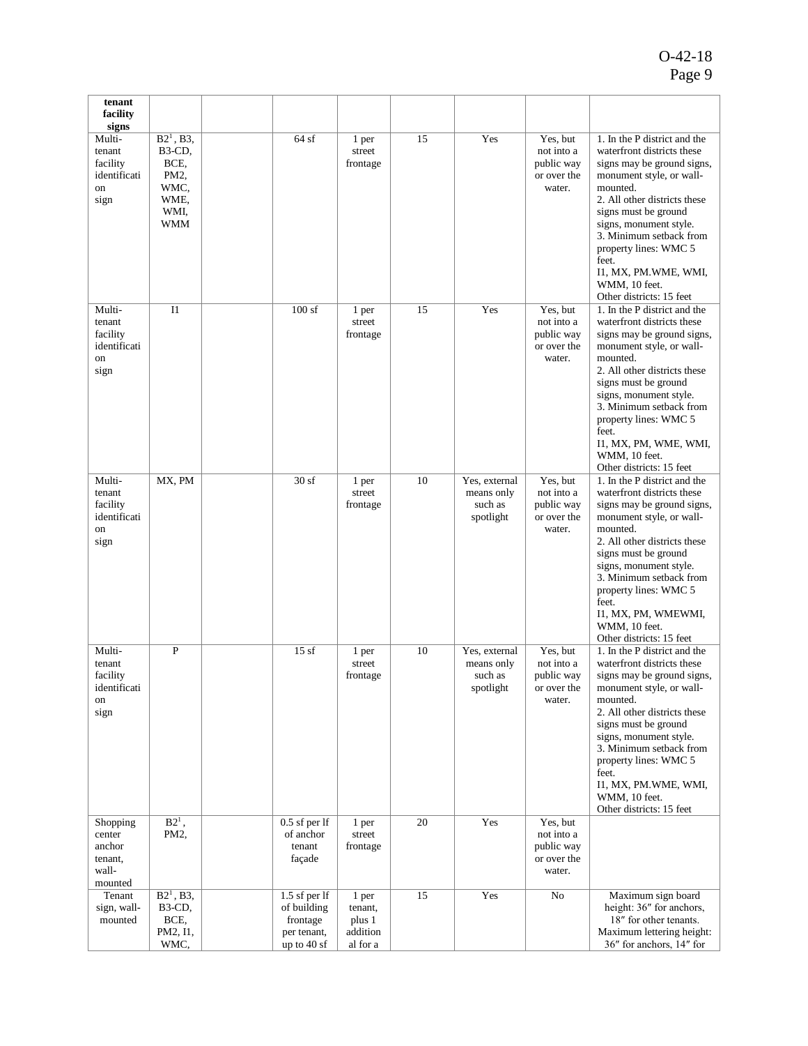| tenant facility signs | | | | | | | | |
|---|---|---|---|---|---|---|---|---|
| Multi-tenant facility identification sign | B2[1], B3, B3-CD, BCE, PM2, WMC, WME, WMI, WMM | | 64 sf | 1 per street frontage | 15 | Yes | Yes, but not into a public way or over the water. | 1. In the P district and the waterfront districts these signs may be ground signs, monument style, or wall-mounted. 2. All other districts these signs must be ground signs, monument style. 3. Minimum setback from property lines: WMC 5 feet. I1, MX, PM.WME, WMI, WMM, 10 feet. Other districts: 15 feet |
| Multi-tenant facility identification sign | I1 | | 100 sf | 1 per street frontage | 15 | Yes | Yes, but not into a public way or over the water. | 1. In the P district and the waterfront districts these signs may be ground signs, monument style, or wall-mounted. 2. All other districts these signs must be ground signs, monument style. 3. Minimum setback from property lines: WMC 5 feet. I1, MX, PM, WME, WMI, WMM, 10 feet. Other districts: 15 feet |
| Multi-tenant facility identification sign | MX, PM | | 30 sf | 1 per street frontage | 10 | Yes, external means only such as spotlight | Yes, but not into a public way or over the water. | 1. In the P district and the waterfront districts these signs may be ground signs, monument style, or wall-mounted. 2. All other districts these signs must be ground signs, monument style. 3. Minimum setback from property lines: WMC 5 feet. I1, MX, PM, WMEWMI, WMM, 10 feet. Other districts: 15 feet |
| Multi-tenant facility identification sign | P | | 15 sf | 1 per street frontage | 10 | Yes, external means only such as spotlight | Yes, but not into a public way or over the water. | 1. In the P district and the waterfront districts these signs may be ground signs, monument style, or wall-mounted. 2. All other districts these signs must be ground signs, monument style. 3. Minimum setback from property lines: WMC 5 feet. I1, MX, PM.WME, WMI, WMM, 10 feet. Other districts: 15 feet |
| Shopping center anchor tenant, wall-mounted | B2[1], PM2, | | 0.5 sf per lf of anchor tenant façade | 1 per street frontage | 20 | Yes | Yes, but not into a public way or over the water. | |
| Tenant sign, wall-mounted | B2[1], B3, B3-CD, BCE, PM2, I1, WMC, | | 1.5 sf per lf of building frontage per tenant, up to 40 sf | 1 per tenant, plus 1 additional for a | 15 | Yes | No | Maximum sign board height: 36″ for anchors, 18″ for other tenants. Maximum lettering height: 36″ for anchors, 14″ for |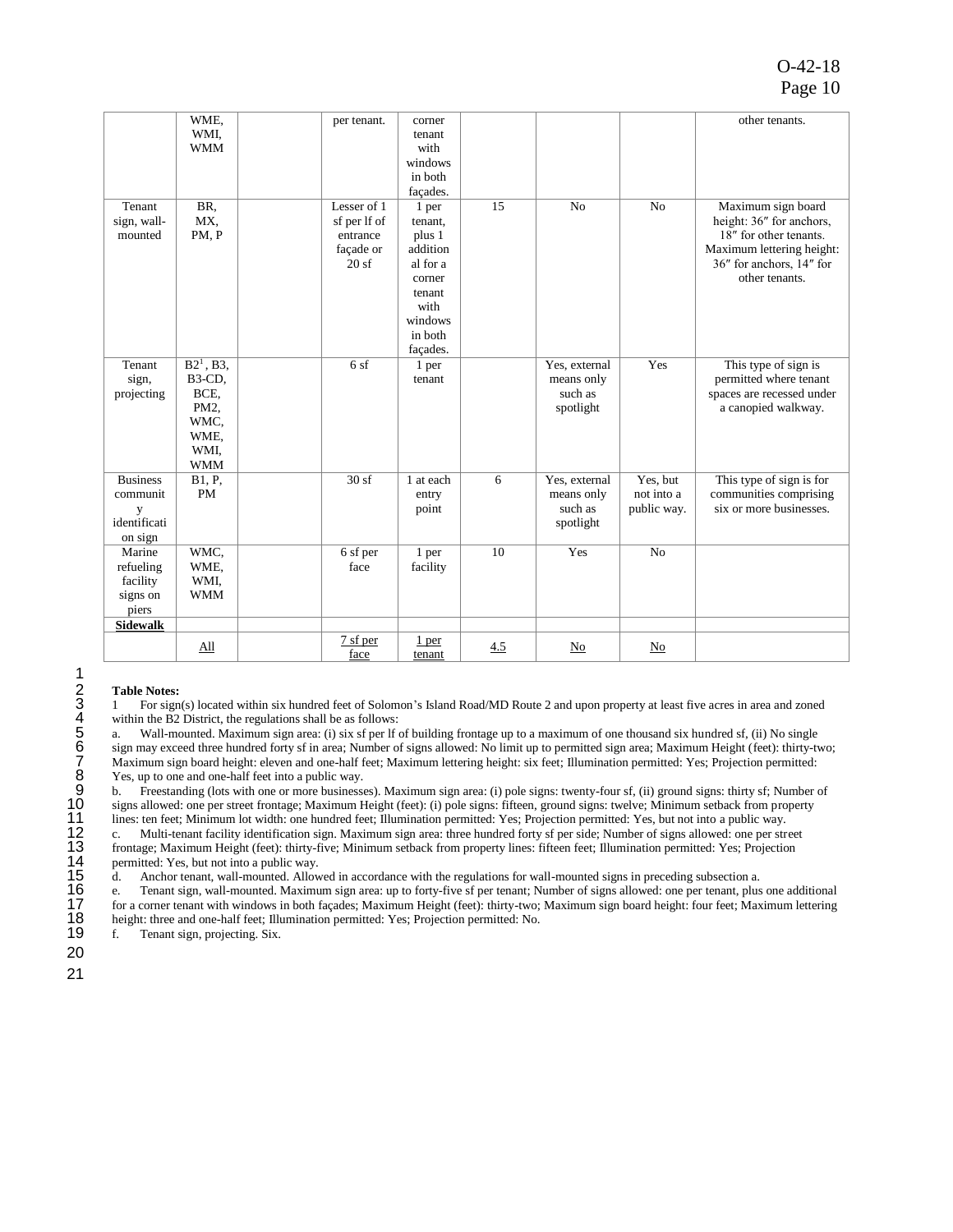| | | | | | | | | |
|---|---|---|---|---|---|---|---|---|
| | WME, WMI, WMM | | per tenant. | corner tenant with windows in both façades. | | | | other tenants. |
| Tenant sign, wall-mounted | BR, MX, PM, P | | Lesser of 1 sf per lf of entrance façade or 20 sf | 1 per tenant, plus 1 additional for a corner tenant with windows in both façades. | 15 | No | No | Maximum sign board height: 36″ for anchors, 18″ for other tenants. Maximum lettering height: 36″ for anchors, 14″ for other tenants. |
| Tenant sign, projecting | B2[1], B3, B3-CD, BCE, PM2, WMC, WME, WMI, WMM | | 6 sf | 1 per tenant | | Yes, external means only such as spotlight | Yes | This type of sign is permitted where tenant spaces are recessed under a canopied walkway. |
| Business community identification sign | B1, P, PM | | 30 sf | 1 at each entry point | 6 | Yes, external means only such as spotlight | Yes, but not into a public way. | This type of sign is for communities comprising six or more businesses. |
| Marine refueling facility signs on piers | WMC, WME, WMI, WMM | | 6 sf per face | 1 per facility | 10 | Yes | No | |
| **Sidewalk** | | | | | | | | |
| | All | | 7 sf per face | 1 per tenant | 4.5 | No | No | |

**Table Notes:**

1 For sign(s) located within six hundred feet of Solomon's Island Road/MD Route 2 and upon property at least five acres in area and zoned within the B2 District, the regulations shall be as follows:

a. Wall-mounted. Maximum sign area: (i) six sf per lf of building frontage up to a maximum of one thousand six hundred sf, (ii) No single sign may exceed three hundred forty sf in area; Number of signs allowed: No limit up to permitted sign area; Maximum Height (feet): thirty-two; Maximum sign board height: eleven and one-half feet; Maximum lettering height: six feet; Illumination permitted: Yes; Projection permitted: Yes, up to one and one-half feet into a public way.

b. Freestanding (lots with one or more businesses). Maximum sign area: (i) pole signs: twenty-four sf, (ii) ground signs: thirty sf; Number of signs allowed: one per street frontage; Maximum Height (feet): (i) pole signs: fifteen, ground signs: twelve; Minimum setback from property lines: ten feet; Minimum lot width: one hundred feet; Illumination permitted: Yes; Projection permitted: Yes, but not into a public way.

c. Multi-tenant facility identification sign. Maximum sign area: three hundred forty sf per side; Number of signs allowed: one per street frontage; Maximum Height (feet): thirty-five; Minimum setback from property lines: fifteen feet; Illumination permitted: Yes; Projection permitted: Yes, but not into a public way.

d. Anchor tenant, wall-mounted. Allowed in accordance with the regulations for wall-mounted signs in preceding subsection a.

e. Tenant sign, wall-mounted. Maximum sign area: up to forty-five sf per tenant; Number of signs allowed: one per tenant, plus one additional for a corner tenant with windows in both façades; Maximum Height (feet): thirty-two; Maximum sign board height: four feet; Maximum lettering height: three and one-half feet; Illumination permitted: Yes; Projection permitted: No.

f. Tenant sign, projecting. Six.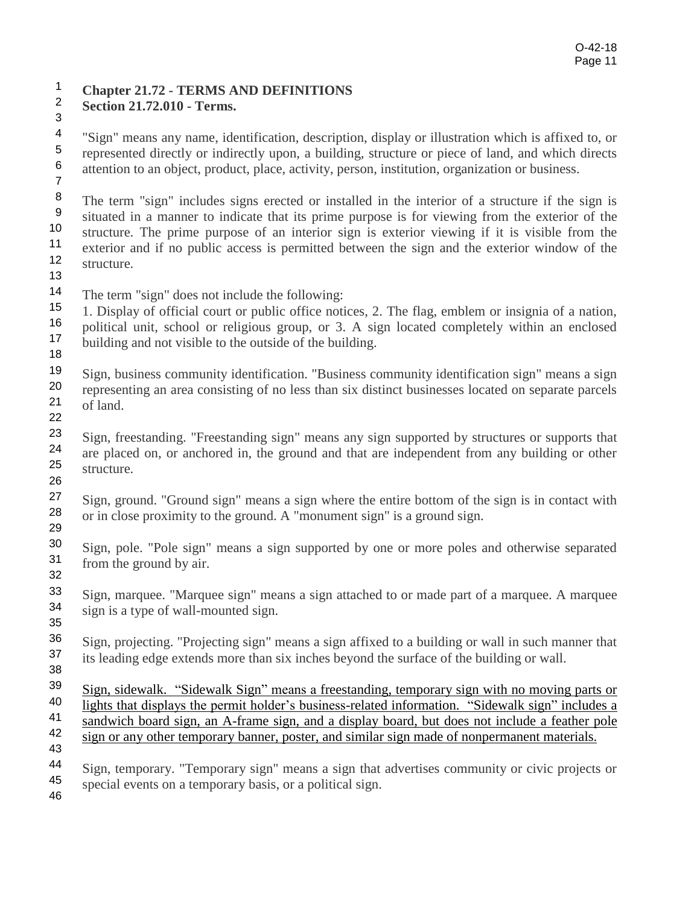**Chapter 21.72 - TERMS AND DEFINITIONS**
**Section 21.72.010 - Terms.**

"Sign" means any name, identification, description, display or illustration which is affixed to, or represented directly or indirectly upon, a building, structure or piece of land, and which directs attention to an object, product, place, activity, person, institution, organization or business.

The term "sign" includes signs erected or installed in the interior of a structure if the sign is situated in a manner to indicate that its prime purpose is for viewing from the exterior of the structure. The prime purpose of an interior sign is exterior viewing if it is visible from the exterior and if no public access is permitted between the sign and the exterior window of the structure.

The term "sign" does not include the following:
1. Display of official court or public office notices, 2. The flag, emblem or insignia of a nation, political unit, school or religious group, or 3. A sign located completely within an enclosed building and not visible to the outside of the building.

Sign, business community identification. "Business community identification sign" means a sign representing an area consisting of no less than six distinct businesses located on separate parcels of land.

Sign, freestanding. "Freestanding sign" means any sign supported by structures or supports that are placed on, or anchored in, the ground and that are independent from any building or other structure.

Sign, ground. "Ground sign" means a sign where the entire bottom of the sign is in contact with or in close proximity to the ground. A "monument sign" is a ground sign.

Sign, pole. "Pole sign" means a sign supported by one or more poles and otherwise separated from the ground by air.

Sign, marquee. "Marquee sign" means a sign attached to or made part of a marquee. A marquee sign is a type of wall-mounted sign.

Sign, projecting. "Projecting sign" means a sign affixed to a building or wall in such manner that its leading edge extends more than six inches beyond the surface of the building or wall.

<u>Sign, sidewalk. "Sidewalk Sign" means a freestanding, temporary sign with no moving parts or lights that displays the permit holder's business-related information. "Sidewalk sign" includes a sandwich board sign, an A-frame sign, and a display board, but does not include a feather pole sign or any other temporary banner, poster, and similar sign made of nonpermanent materials.</u>

Sign, temporary. "Temporary sign" means a sign that advertises community or civic projects or special events on a temporary basis, or a political sign.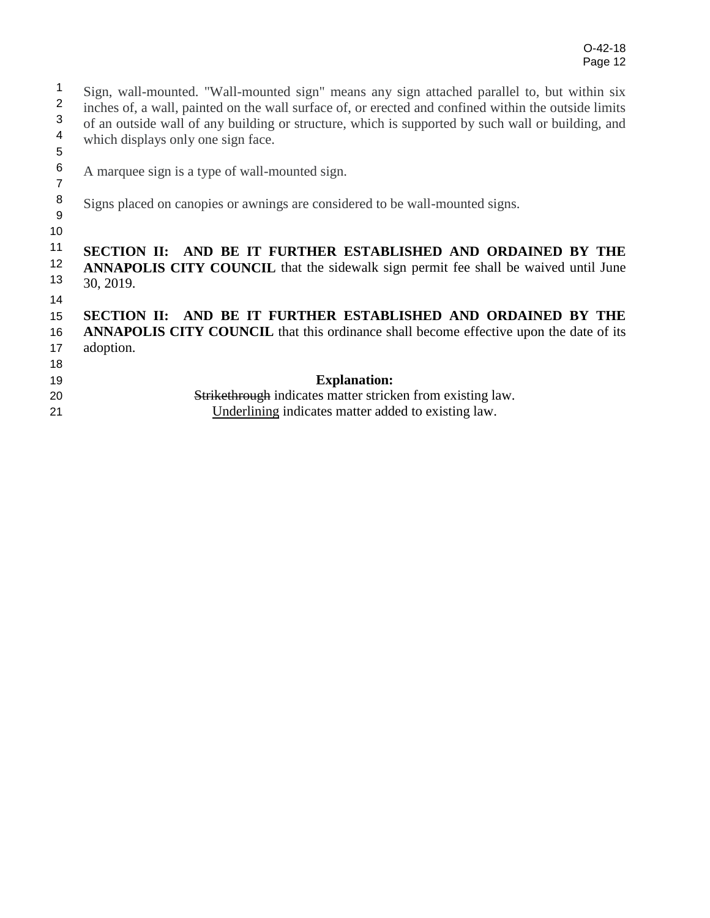Sign, wall-mounted. "Wall-mounted sign" means any sign attached parallel to, but within six inches of, a wall, painted on the wall surface of, or erected and confined within the outside limits of an outside wall of any building or structure, which is supported by such wall or building, and which displays only one sign face.

A marquee sign is a type of wall-mounted sign.

Signs placed on canopies or awnings are considered to be wall-mounted signs.

**SECTION II: AND BE IT FURTHER ESTABLISHED AND ORDAINED BY THE ANNAPOLIS CITY COUNCIL** that the sidewalk sign permit fee shall be waived until June 30, 2019.

**SECTION II: AND BE IT FURTHER ESTABLISHED AND ORDAINED BY THE ANNAPOLIS CITY COUNCIL** that this ordinance shall become effective upon the date of its adoption.

**Explanation:**

~~Strikethrough~~ indicates matter stricken from existing law.

<u>Underlining</u> indicates matter added to existing law.